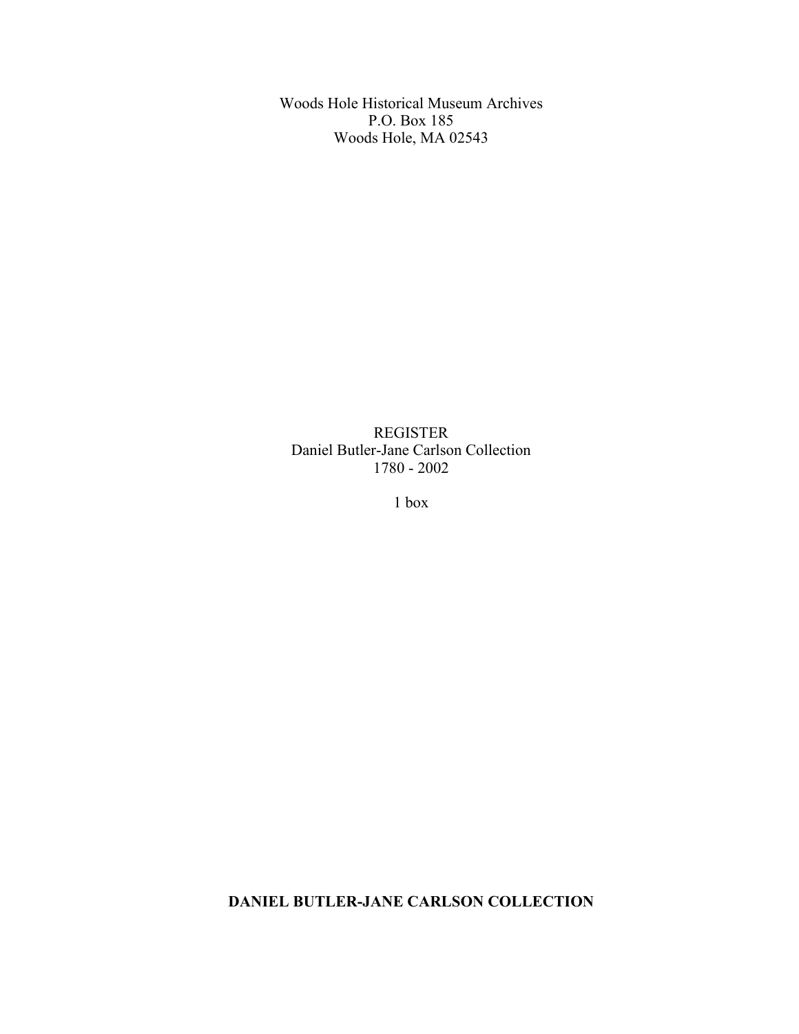Woods Hole Historical Museum Archives
P.O. Box 185
Woods Hole, MA 02543

REGISTER
Daniel Butler-Jane Carlson Collection
1780 - 2002

1 box

**DANIEL BUTLER-JANE CARLSON COLLECTION**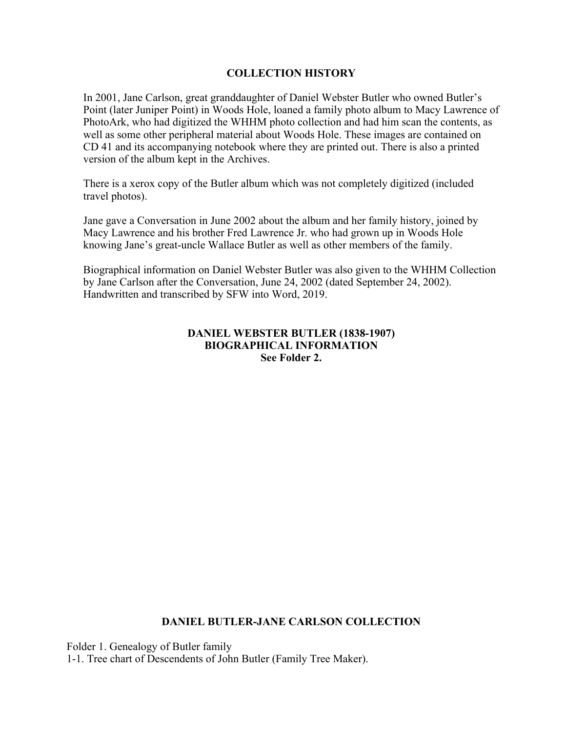## COLLECTION HISTORY

In 2001, Jane Carlson, great granddaughter of Daniel Webster Butler who owned Butler's Point (later Juniper Point) in Woods Hole, loaned a family photo album to Macy Lawrence of PhotoArk, who had digitized the WHHM photo collection and had him scan the contents, as well as some other peripheral material about Woods Hole. These images are contained on CD 41 and its accompanying notebook where they are printed out. There is also a printed version of the album kept in the Archives.

There is a xerox copy of the Butler album which was not completely digitized (included travel photos).

Jane gave a Conversation in June 2002 about the album and her family history, joined by Macy Lawrence and his brother Fred Lawrence Jr. who had grown up in Woods Hole knowing Jane's great-uncle Wallace Butler as well as other members of the family.

Biographical information on Daniel Webster Butler was also given to the WHHM Collection by Jane Carlson after the Conversation, June 24, 2002 (dated September 24, 2002). Handwritten and transcribed by SFW into Word, 2019.

## DANIEL WEBSTER BUTLER (1838-1907)
## BIOGRAPHICAL INFORMATION
## See Folder 2.

## DANIEL BUTLER-JANE CARLSON COLLECTION

Folder 1. Genealogy of Butler family

1-1. Tree chart of Descendents of John Butler (Family Tree Maker).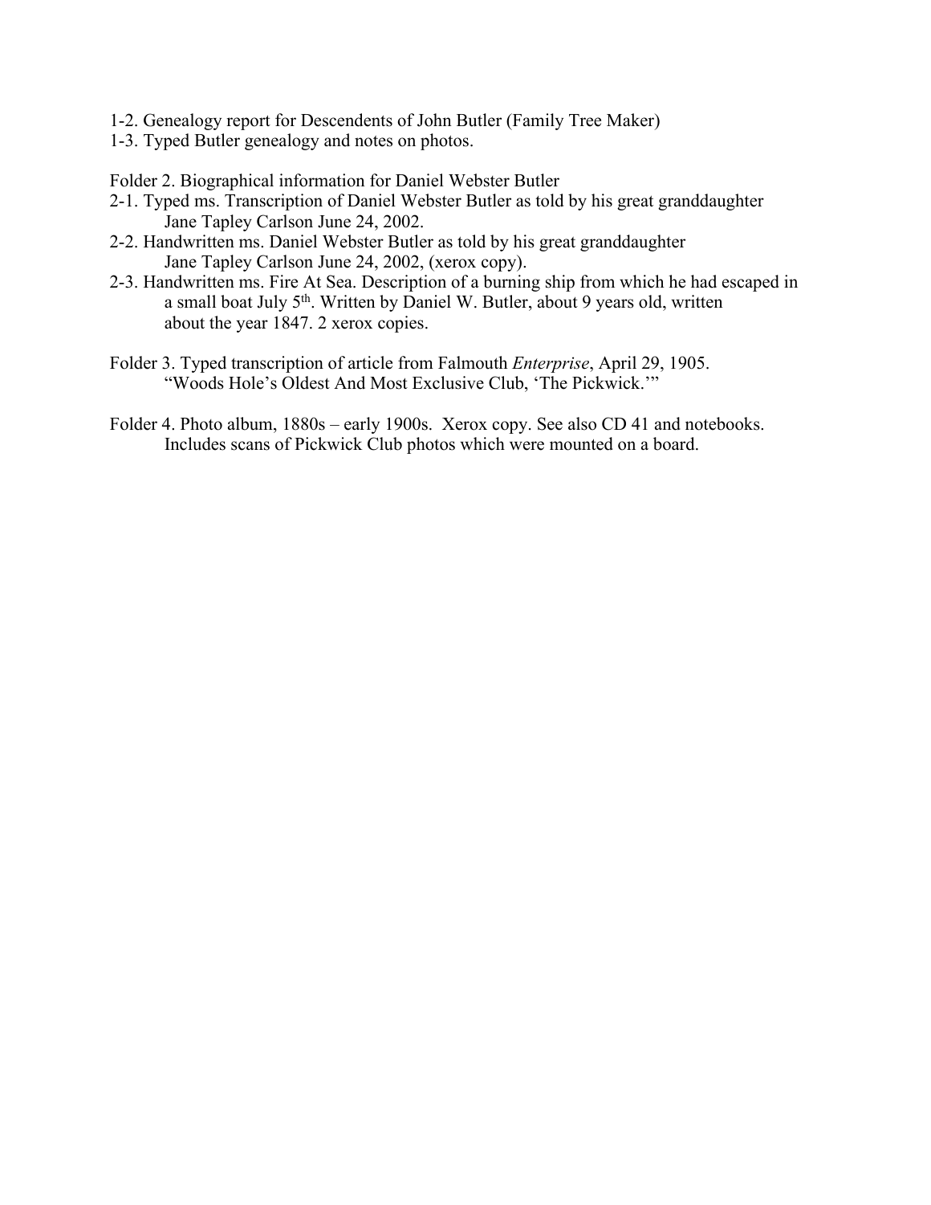1-2. Genealogy report for Descendents of John Butler (Family Tree Maker)
1-3. Typed Butler genealogy and notes on photos.

Folder 2. Biographical information for Daniel Webster Butler

2-1. Typed ms. Transcription of Daniel Webster Butler as told by his great granddaughter Jane Tapley Carlson June 24, 2002.
2-2. Handwritten ms. Daniel Webster Butler as told by his great granddaughter Jane Tapley Carlson June 24, 2002, (xerox copy).
2-3. Handwritten ms. Fire At Sea. Description of a burning ship from which he had escaped in a small boat July 5th. Written by Daniel W. Butler, about 9 years old, written about the year 1847. 2 xerox copies.

Folder 3. Typed transcription of article from Falmouth *Enterprise*, April 29, 1905. "Woods Hole's Oldest And Most Exclusive Club, 'The Pickwick.'"

Folder 4. Photo album, 1880s – early 1900s. Xerox copy. See also CD 41 and notebooks. Includes scans of Pickwick Club photos which were mounted on a board.